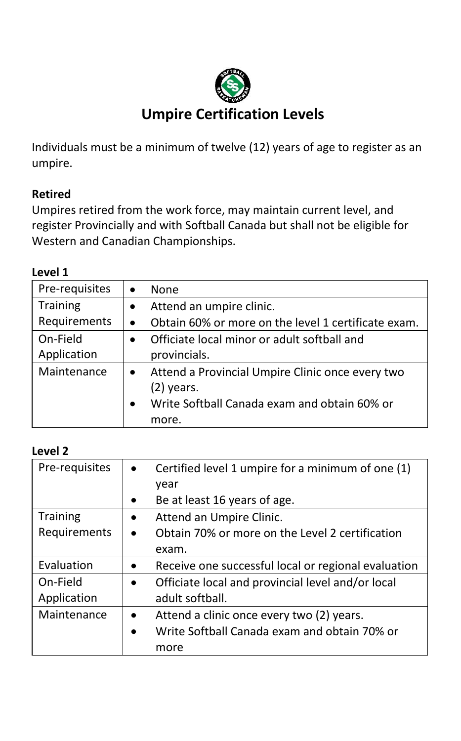# Umpire Certification Levels

Individuals must be a minimum of twelve (12) years of age to register as an umpire.

**Retired**

Umpires retired from the work force, may maintain current level, and register Provincially and with Softball Canada but shall not be eligible for Western and Canadian Championships.

**Level 1**

| | |
|---|---|
| Pre-requisites | • None |
| Training Requirements | • Attend an umpire clinic.<br>• Obtain 60% or more on the level 1 certificate exam. |
| On-Field Application | • Officiate local minor or adult softball and provincials. |
| Maintenance | • Attend a Provincial Umpire Clinic once every two (2) years.<br>• Write Softball Canada exam and obtain 60% or more. |

**Level 2**

| | |
|---|---|
| Pre-requisites | • Certified level 1 umpire for a minimum of one (1) year<br>• Be at least 16 years of age. |
| Training Requirements | • Attend an Umpire Clinic.<br>• Obtain 70% or more on the Level 2 certification exam. |
| Evaluation | • Receive one successful local or regional evaluation |
| On-Field Application | • Officiate local and provincial level and/or local adult softball. |
| Maintenance | • Attend a clinic once every two (2) years.<br>• Write Softball Canada exam and obtain 70% or more |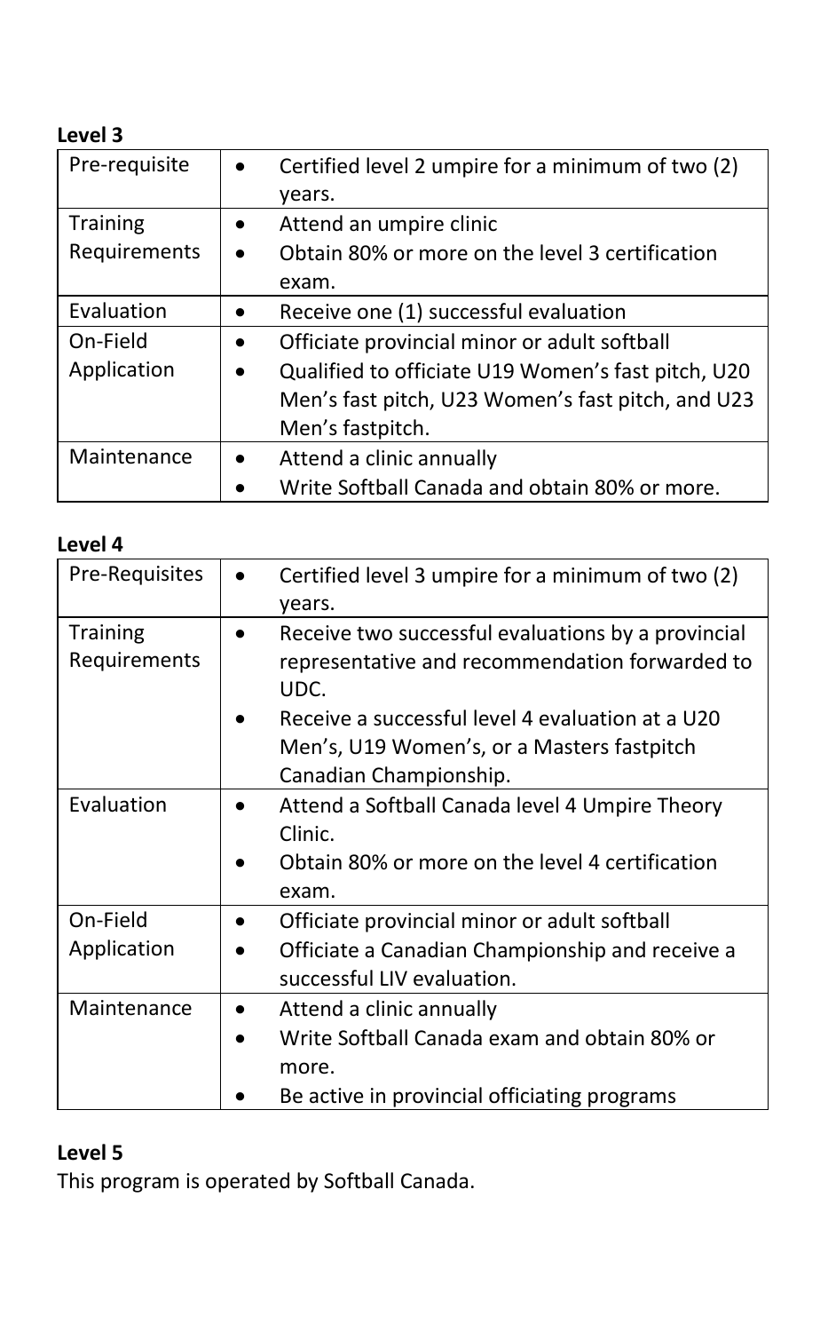**Level 3**

| Pre-requisite | • Certified level 2 umpire for a minimum of two (2) years. |
|---|---|
| Training Requirements | • Attend an umpire clinic<br>• Obtain 80% or more on the level 3 certification exam. |
| Evaluation | • Receive one (1) successful evaluation |
| On-Field Application | • Officiate provincial minor or adult softball<br>• Qualified to officiate U19 Women's fast pitch, U20 Men's fast pitch, U23 Women's fast pitch, and U23 Men's fastpitch. |
| Maintenance | • Attend a clinic annually<br>• Write Softball Canada and obtain 80% or more. |

**Level 4**

| Pre-Requisites | • Certified level 3 umpire for a minimum of two (2) years. |
|---|---|
| Training Requirements | • Receive two successful evaluations by a provincial representative and recommendation forwarded to UDC.<br>• Receive a successful level 4 evaluation at a U20 Men's, U19 Women's, or a Masters fastpitch Canadian Championship. |
| Evaluation | • Attend a Softball Canada level 4 Umpire Theory Clinic.<br>• Obtain 80% or more on the level 4 certification exam. |
| On-Field Application | • Officiate provincial minor or adult softball<br>• Officiate a Canadian Championship and receive a successful LIV evaluation. |
| Maintenance | • Attend a clinic annually<br>• Write Softball Canada exam and obtain 80% or more.<br>• Be active in provincial officiating programs |

**Level 5**

This program is operated by Softball Canada.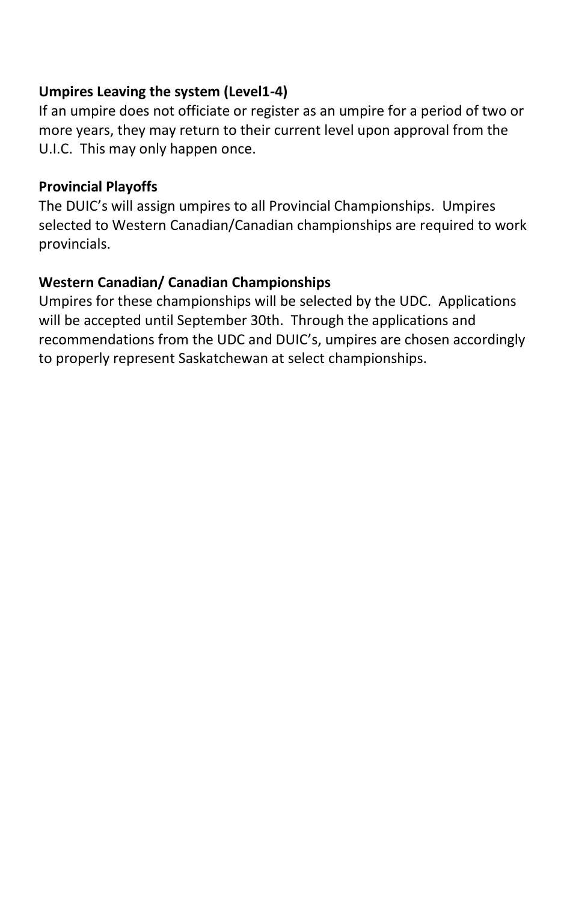**Umpires Leaving the system (Level1-4)**

If an umpire does not officiate or register as an umpire for a period of two or more years, they may return to their current level upon approval from the U.I.C. This may only happen once.

**Provincial Playoffs**

The DUIC's will assign umpires to all Provincial Championships. Umpires selected to Western Canadian/Canadian championships are required to work provincials.

**Western Canadian/ Canadian Championships**

Umpires for these championships will be selected by the UDC. Applications will be accepted until September 30th. Through the applications and recommendations from the UDC and DUIC's, umpires are chosen accordingly to properly represent Saskatchewan at select championships.